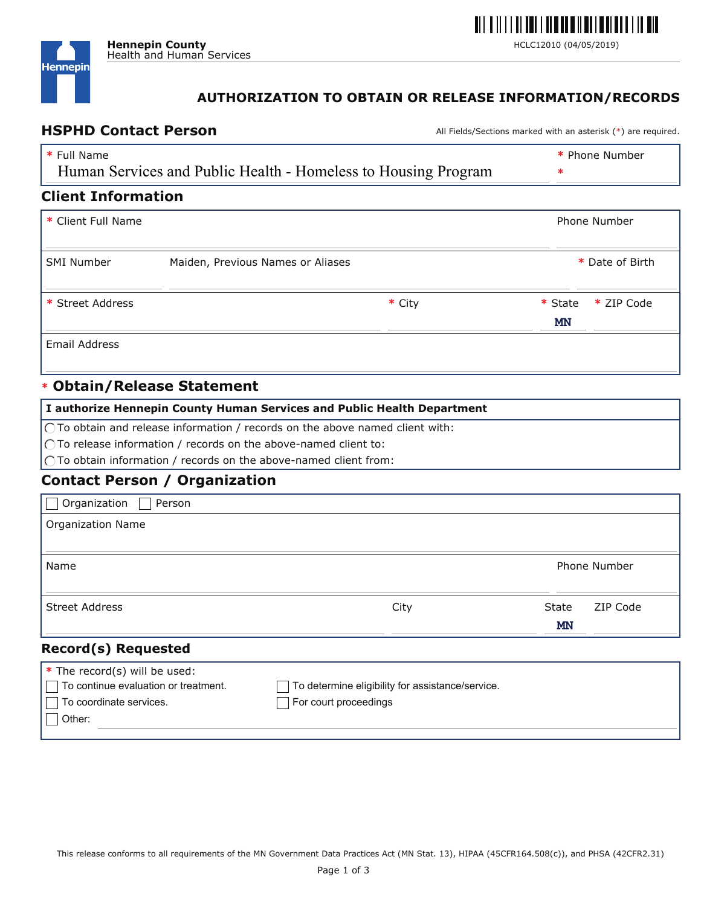**Hennepin County**
Health and Human Services

HCLC12010 (04/05/2019)

# AUTHORIZATION TO OBTAIN OR RELEASE INFORMATION/RECORDS

## HSPHD Contact Person

All Fields/Sections marked with an asterisk (*) are required.

| * Full Name | * Phone Number |
|---|---|
| Human Services and Public Health - Homeless to Housing Program | * |

## Client Information

| * Client Full Name | | | Phone Number |
|---|---|---|---|
| | | | |
| SMI Number | Maiden, Previous Names or Aliases | | * Date of Birth |
| | | | |
| * Street Address | * City | * State | * ZIP Code |
| | | MN | |
| Email Address | | | |
| | | | |

## * Obtain/Release Statement

**I authorize Hennepin County Human Services and Public Health Department**

- ◯ To obtain and release information / records on the above named client with:
- ◯ To release information / records on the above-named client to:
- ◯ To obtain information / records on the above-named client from:

## Contact Person / Organization

☐ Organization ☐ Person

| Organization Name | | | |
|---|---|---|---|
| | | | |
| Name | | | Phone Number |
| | | | |
| Street Address | City | State | ZIP Code |
| | | MN | |

## Record(s) Requested

* The record(s) will be used:

- ☐ To continue evaluation or treatment.
- ☐ To determine eligibility for assistance/service.
- ☐ To coordinate services.
- ☐ For court proceedings
- ☐ Other:

This release conforms to all requirements of the MN Government Data Practices Act (MN Stat. 13), HIPAA (45CFR164.508(c)), and PHSA (42CFR2.31)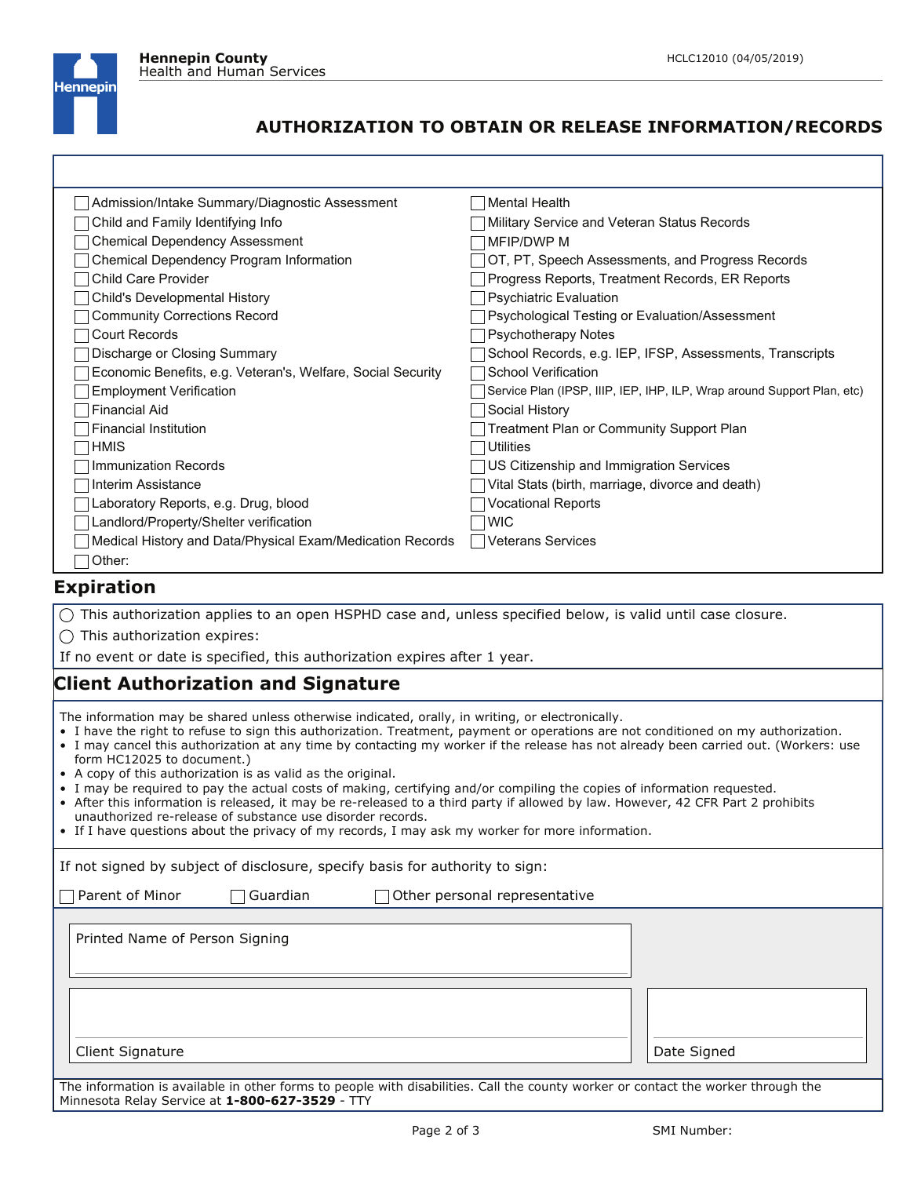**Hennepin County**
Health and Human Services

HCLC12010 (04/05/2019)

## AUTHORIZATION TO OBTAIN OR RELEASE INFORMATION/RECORDS

- ☐ Admission/Intake Summary/Diagnostic Assessment
- ☐ Child and Family Identifying Info
- ☐ Chemical Dependency Assessment
- ☐ Chemical Dependency Program Information
- ☐ Child Care Provider
- ☐ Child's Developmental History
- ☐ Community Corrections Record
- ☐ Court Records
- ☐ Discharge or Closing Summary
- ☐ Economic Benefits, e.g. Veteran's, Welfare, Social Security
- ☐ Employment Verification
- ☐ Financial Aid
- ☐ Financial Institution
- ☐ HMIS
- ☐ Immunization Records
- ☐ Interim Assistance
- ☐ Laboratory Reports, e.g. Drug, blood
- ☐ Landlord/Property/Shelter verification
- ☐ Medical History and Data/Physical Exam/Medication Records
- ☐ Other:
- ☐ Mental Health
- ☐ Military Service and Veteran Status Records
- ☐ MFIP/DWP M
- ☐ OT, PT, Speech Assessments, and Progress Records
- ☐ Progress Reports, Treatment Records, ER Reports
- ☐ Psychiatric Evaluation
- ☐ Psychological Testing or Evaluation/Assessment
- ☐ Psychotherapy Notes
- ☐ School Records, e.g. IEP, IFSP, Assessments, Transcripts
- ☐ School Verification
- ☐ Service Plan (IPSP, IIIP, IEP, IHP, ILP, Wrap around Support Plan, etc)
- ☐ Social History
- ☐ Treatment Plan or Community Support Plan
- ☐ Utilities
- ☐ US Citizenship and Immigration Services
- ☐ Vital Stats (birth, marriage, divorce and death)
- ☐ Vocational Reports
- ☐ WIC
- ☐ Veterans Services

## Expiration

○ This authorization applies to an open HSPHD case and, unless specified below, is valid until case closure.

○ This authorization expires:

If no event or date is specified, this authorization expires after 1 year.

## Client Authorization and Signature

The information may be shared unless otherwise indicated, orally, in writing, or electronically.

- I have the right to refuse to sign this authorization. Treatment, payment or operations are not conditioned on my authorization.
- I may cancel this authorization at any time by contacting my worker if the release has not already been carried out. (Workers: use form HC12025 to document.)
- A copy of this authorization is as valid as the original.
- I may be required to pay the actual costs of making, certifying and/or compiling the copies of information requested.
- After this information is released, it may be re-released to a third party if allowed by law. However, 42 CFR Part 2 prohibits unauthorized re-release of substance use disorder records.
- If I have questions about the privacy of my records, I may ask my worker for more information.

If not signed by subject of disclosure, specify basis for authority to sign:

☐ Parent of Minor ☐ Guardian ☐ Other personal representative

Printed Name of Person Signing

Client Signature

Date Signed

The information is available in other forms to people with disabilities. Call the county worker or contact the worker through the Minnesota Relay Service at **1-800-627-3529** - TTY

SMI Number: